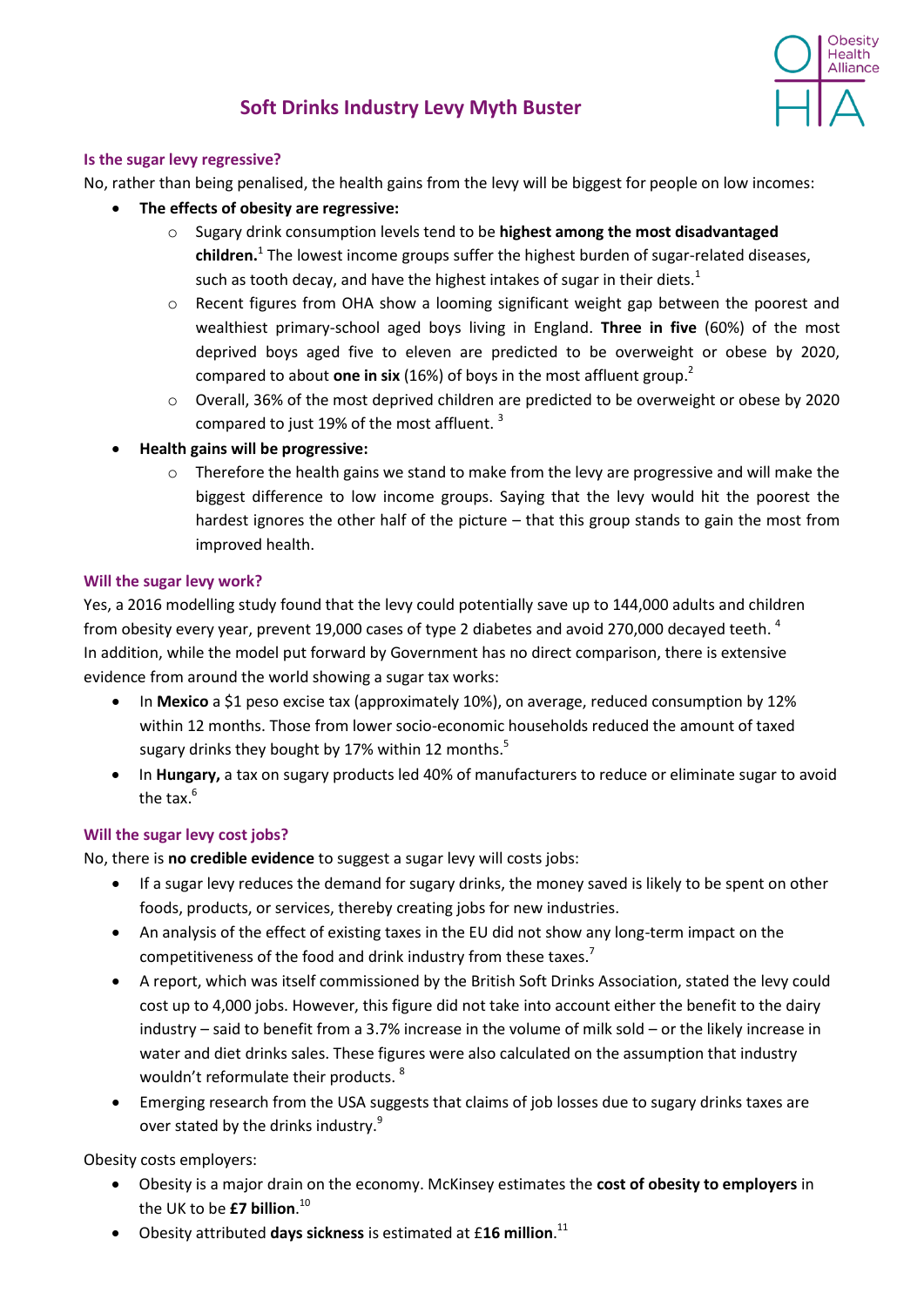# Soft Drinks Industry Levy Myth Buster

### Is the sugar levy regressive?

No, rather than being penalised, the health gains from the levy will be biggest for people on low incomes:

- **The effects of obesity are regressive:**
  - Sugary drink consumption levels tend to be **highest among the most disadvantaged children.**[1] The lowest income groups suffer the highest burden of sugar-related diseases, such as tooth decay, and have the highest intakes of sugar in their diets.[1]
  - Recent figures from OHA show a looming significant weight gap between the poorest and wealthiest primary-school aged boys living in England. **Three in five** (60%) of the most deprived boys aged five to eleven are predicted to be overweight or obese by 2020, compared to about **one in six** (16%) of boys in the most affluent group.[2]
  - Overall, 36% of the most deprived children are predicted to be overweight or obese by 2020 compared to just 19% of the most affluent. [3]
- **Health gains will be progressive:**
  - Therefore the health gains we stand to make from the levy are progressive and will make the biggest difference to low income groups. Saying that the levy would hit the poorest the hardest ignores the other half of the picture – that this group stands to gain the most from improved health.

### Will the sugar levy work?

Yes, a 2016 modelling study found that the levy could potentially save up to 144,000 adults and children from obesity every year, prevent 19,000 cases of type 2 diabetes and avoid 270,000 decayed teeth. [4]
In addition, while the model put forward by Government has no direct comparison, there is extensive evidence from around the world showing a sugar tax works:

- In **Mexico** a $1 peso excise tax (approximately 10%), on average, reduced consumption by 12% within 12 months. Those from lower socio-economic households reduced the amount of taxed sugary drinks they bought by 17% within 12 months.[5]
- In **Hungary,** a tax on sugary products led 40% of manufacturers to reduce or eliminate sugar to avoid the tax.[6]

### Will the sugar levy cost jobs?

No, there is **no credible evidence** to suggest a sugar levy will costs jobs:

- If a sugar levy reduces the demand for sugary drinks, the money saved is likely to be spent on other foods, products, or services, thereby creating jobs for new industries.
- An analysis of the effect of existing taxes in the EU did not show any long-term impact on the competitiveness of the food and drink industry from these taxes.[7]
- A report, which was itself commissioned by the British Soft Drinks Association, stated the levy could cost up to 4,000 jobs. However, this figure did not take into account either the benefit to the dairy industry – said to benefit from a 3.7% increase in the volume of milk sold – or the likely increase in water and diet drinks sales. These figures were also calculated on the assumption that industry wouldn't reformulate their products. [8]
- Emerging research from the USA suggests that claims of job losses due to sugary drinks taxes are over stated by the drinks industry.[9]

Obesity costs employers:

- Obesity is a major drain on the economy. McKinsey estimates the **cost of obesity to employers** in the UK to be **£7 billion**.[10]
- Obesity attributed **days sickness** is estimated at £**16 million**.[11]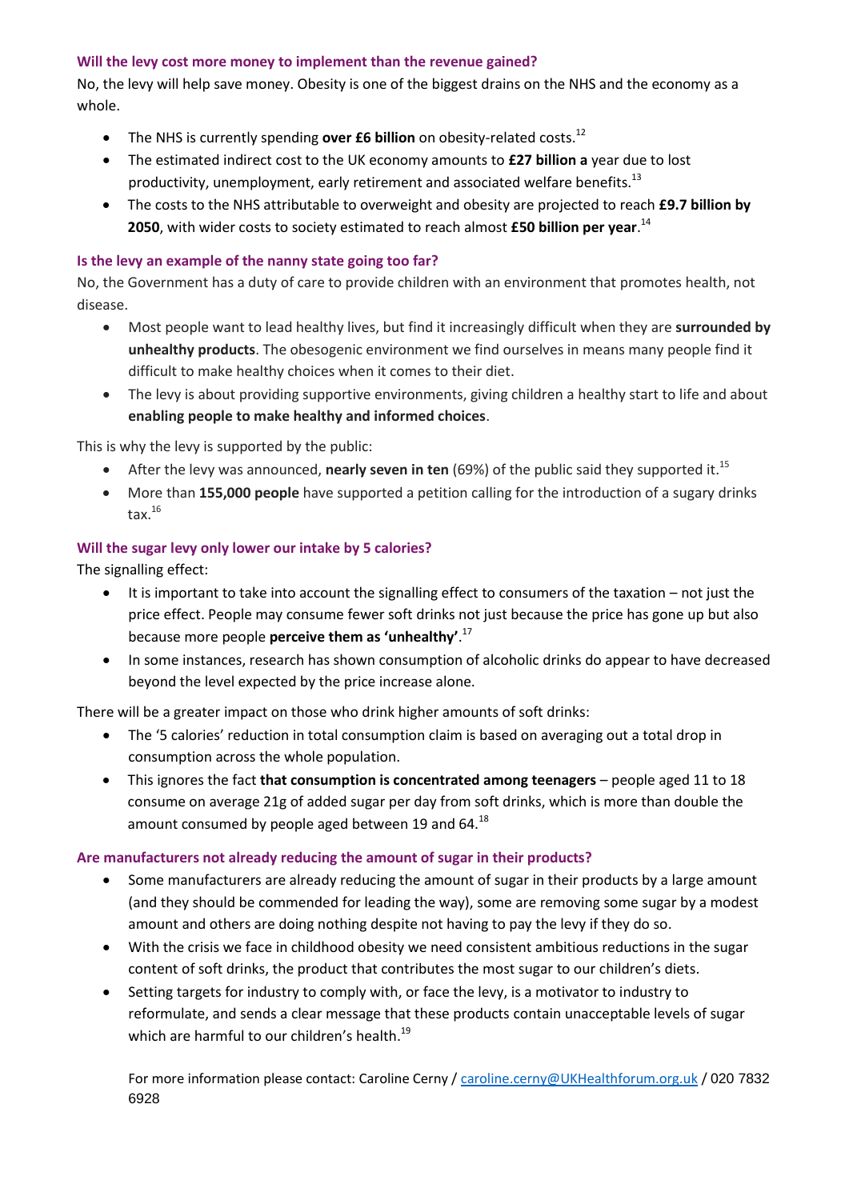### Will the levy cost more money to implement than the revenue gained?

No, the levy will help save money. Obesity is one of the biggest drains on the NHS and the economy as a whole.

- The NHS is currently spending **over £6 billion** on obesity-related costs.[12]
- The estimated indirect cost to the UK economy amounts to **£27 billion a** year due to lost productivity, unemployment, early retirement and associated welfare benefits.[13]
- The costs to the NHS attributable to overweight and obesity are projected to reach **£9.7 billion by 2050**, with wider costs to society estimated to reach almost **£50 billion per year**.[14]

### Is the levy an example of the nanny state going too far?

No, the Government has a duty of care to provide children with an environment that promotes health, not disease.

- Most people want to lead healthy lives, but find it increasingly difficult when they are **surrounded by unhealthy products**. The obesogenic environment we find ourselves in means many people find it difficult to make healthy choices when it comes to their diet.
- The levy is about providing supportive environments, giving children a healthy start to life and about **enabling people to make healthy and informed choices**.

This is why the levy is supported by the public:

- After the levy was announced, **nearly seven in ten** (69%) of the public said they supported it.[15]
- More than **155,000 people** have supported a petition calling for the introduction of a sugary drinks tax.[16]

### Will the sugar levy only lower our intake by 5 calories?

The signalling effect:

- It is important to take into account the signalling effect to consumers of the taxation – not just the price effect. People may consume fewer soft drinks not just because the price has gone up but also because more people **perceive them as 'unhealthy'**.[17]
- In some instances, research has shown consumption of alcoholic drinks do appear to have decreased beyond the level expected by the price increase alone.

There will be a greater impact on those who drink higher amounts of soft drinks:

- The '5 calories' reduction in total consumption claim is based on averaging out a total drop in consumption across the whole population.
- This ignores the fact **that consumption is concentrated among teenagers** – people aged 11 to 18 consume on average 21g of added sugar per day from soft drinks, which is more than double the amount consumed by people aged between 19 and 64.[18]

### Are manufacturers not already reducing the amount of sugar in their products?

- Some manufacturers are already reducing the amount of sugar in their products by a large amount (and they should be commended for leading the way), some are removing some sugar by a modest amount and others are doing nothing despite not having to pay the levy if they do so.
- With the crisis we face in childhood obesity we need consistent ambitious reductions in the sugar content of soft drinks, the product that contributes the most sugar to our children's diets.
- Setting targets for industry to comply with, or face the levy, is a motivator to industry to reformulate, and sends a clear message that these products contain unacceptable levels of sugar which are harmful to our children's health.[19]

For more information please contact: Caroline Cerny / caroline.cerny@UKHealthforum.org.uk / 020 7832 6928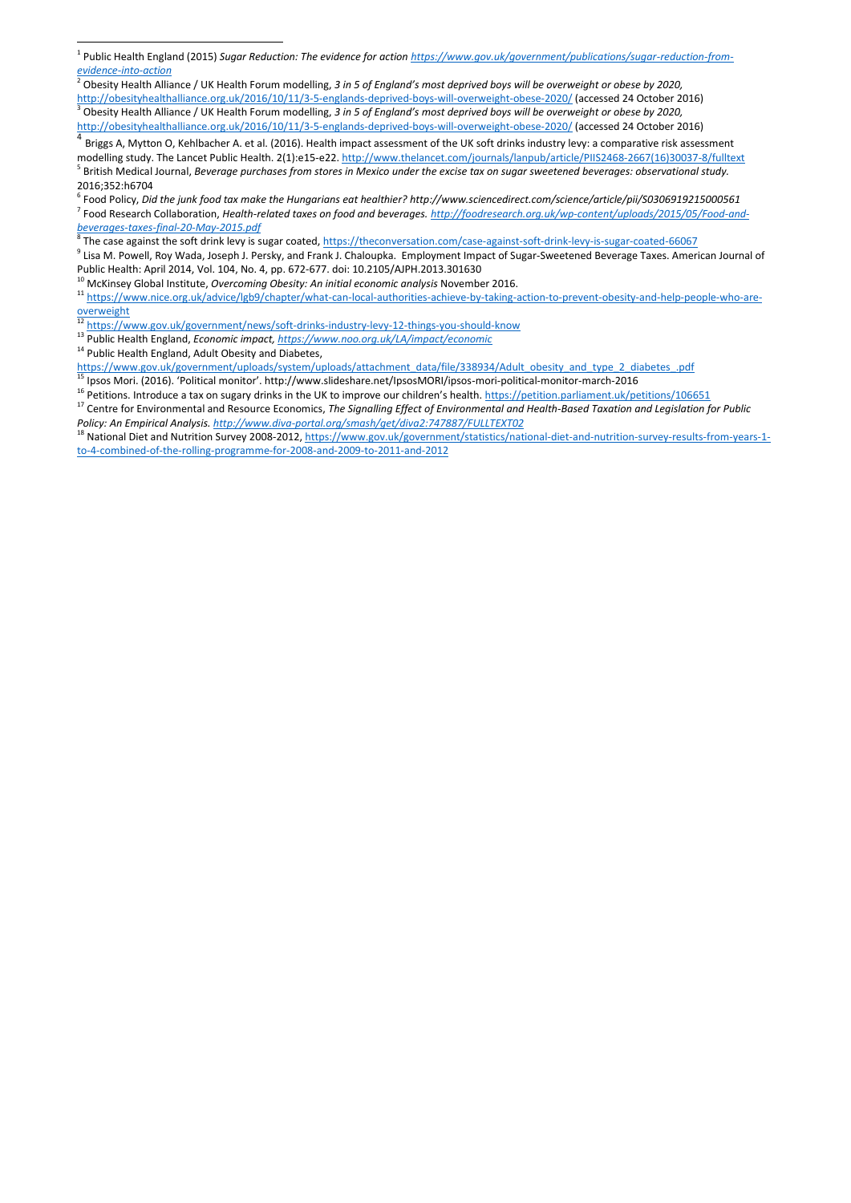[1] Public Health England (2015) *Sugar Reduction: The evidence for action* *https://www.gov.uk/government/publications/sugar-reduction-from-evidence-into-action*

[2] Obesity Health Alliance / UK Health Forum modelling, *3 in 5 of England's most deprived boys will be overweight or obese by 2020,* http://obesityhealthalliance.org.uk/2016/10/11/3-5-englands-deprived-boys-will-overweight-obese-2020/ (accessed 24 October 2016)

[3] Obesity Health Alliance / UK Health Forum modelling, *3 in 5 of England's most deprived boys will be overweight or obese by 2020,* http://obesityhealthalliance.org.uk/2016/10/11/3-5-englands-deprived-boys-will-overweight-obese-2020/ (accessed 24 October 2016)

[4] Briggs A, Mytton O, Kehlbacher A. et al. (2016). Health impact assessment of the UK soft drinks industry levy: a comparative risk assessment modelling study. The Lancet Public Health. 2(1):e15-e22. http://www.thelancet.com/journals/lanpub/article/PIIS2468-2667(16)30037-8/fulltext

[5] British Medical Journal, *Beverage purchases from stores in Mexico under the excise tax on sugar sweetened beverages: observational study.* 2016;352:h6704

[6] Food Policy, *Did the junk food tax make the Hungarians eat healthier? http://www.sciencedirect.com/science/article/pii/S0306919215000561*

[7] Food Research Collaboration, *Health-related taxes on food and beverages. http://foodresearch.org.uk/wp-content/uploads/2015/05/Food-and-beverages-taxes-final-20-May-2015.pdf*

[8] The case against the soft drink levy is sugar coated, https://theconversation.com/case-against-soft-drink-levy-is-sugar-coated-66067

[9] Lisa M. Powell, Roy Wada, Joseph J. Persky, and Frank J. Chaloupka. Employment Impact of Sugar-Sweetened Beverage Taxes. American Journal of Public Health: April 2014, Vol. 104, No. 4, pp. 672-677. doi: 10.2105/AJPH.2013.301630

[10] McKinsey Global Institute, *Overcoming Obesity: An initial economic analysis* November 2016.

[11] https://www.nice.org.uk/advice/lgb9/chapter/what-can-local-authorities-achieve-by-taking-action-to-prevent-obesity-and-help-people-who-are-overweight

[12] https://www.gov.uk/government/news/soft-drinks-industry-levy-12-things-you-should-know

[13] Public Health England, *Economic impact, https://www.noo.org.uk/LA/impact/economic*

[14] Public Health England, Adult Obesity and Diabetes, https://www.gov.uk/government/uploads/system/uploads/attachment_data/file/338934/Adult_obesity_and_type_2_diabetes_.pdf

[15] Ipsos Mori. (2016). 'Political monitor'. http://www.slideshare.net/IpsosMORI/ipsos-mori-political-monitor-march-2016

[16] Petitions. Introduce a tax on sugary drinks in the UK to improve our children's health. https://petition.parliament.uk/petitions/106651

[17] Centre for Environmental and Resource Economics, *The Signalling Effect of Environmental and Health-Based Taxation and Legislation for Public Policy: An Empirical Analysis. http://www.diva-portal.org/smash/get/diva2:747887/FULLTEXT02*

[18] National Diet and Nutrition Survey 2008-2012, https://www.gov.uk/government/statistics/national-diet-and-nutrition-survey-results-from-years-1-to-4-combined-of-the-rolling-programme-for-2008-and-2009-to-2011-and-2012